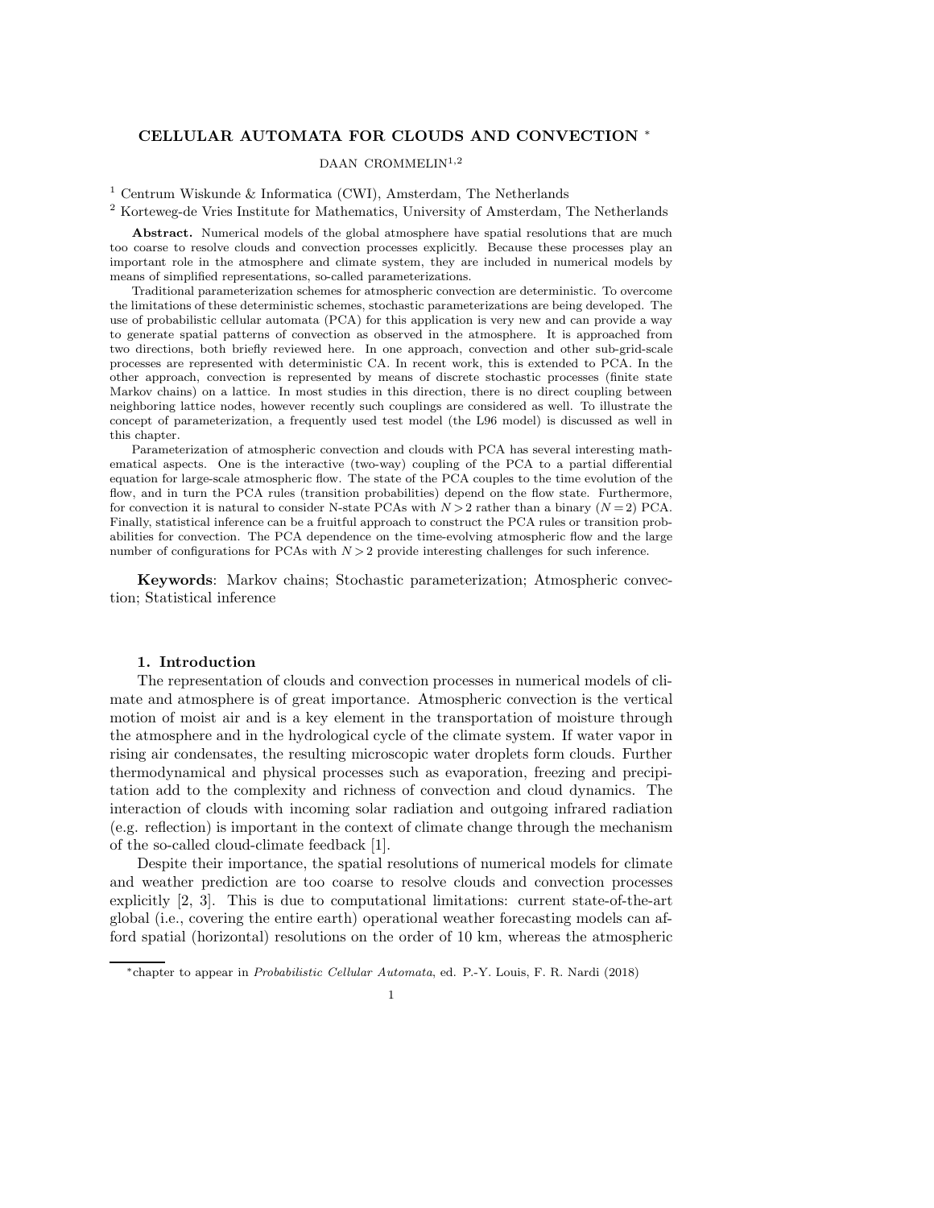# CELLULAR AUTOMATA FOR CLOUDS AND CONVECTION *

DAAN CROMMELIN[1,2]

[1] Centrum Wiskunde & Informatica (CWI), Amsterdam, The Netherlands

[2] Korteweg-de Vries Institute for Mathematics, University of Amsterdam, The Netherlands

**Abstract.** Numerical models of the global atmosphere have spatial resolutions that are much too coarse to resolve clouds and convection processes explicitly. Because these processes play an important role in the atmosphere and climate system, they are included in numerical models by means of simplified representations, so-called parameterizations.

Traditional parameterization schemes for atmospheric convection are deterministic. To overcome the limitations of these deterministic schemes, stochastic parameterizations are being developed. The use of probabilistic cellular automata (PCA) for this application is very new and can provide a way to generate spatial patterns of convection as observed in the atmosphere. It is approached from two directions, both briefly reviewed here. In one approach, convection and other sub-grid-scale processes are represented with deterministic CA. In recent work, this is extended to PCA. In the other approach, convection is represented by means of discrete stochastic processes (finite state Markov chains) on a lattice. In most studies in this direction, there is no direct coupling between neighboring lattice nodes, however recently such couplings are considered as well. To illustrate the concept of parameterization, a frequently used test model (the L96 model) is discussed as well in this chapter.

Parameterization of atmospheric convection and clouds with PCA has several interesting mathematical aspects. One is the interactive (two-way) coupling of the PCA to a partial differential equation for large-scale atmospheric flow. The state of the PCA couples to the time evolution of the flow, and in turn the PCA rules (transition probabilities) depend on the flow state. Furthermore, for convection it is natural to consider N-state PCAs with $N > 2$ rather than a binary ($N = 2$) PCA. Finally, statistical inference can be a fruitful approach to construct the PCA rules or transition probabilities for convection. The PCA dependence on the time-evolving atmospheric flow and the large number of configurations for PCAs with $N > 2$ provide interesting challenges for such inference.

**Keywords**: Markov chains; Stochastic parameterization; Atmospheric convection; Statistical inference

## 1. Introduction

The representation of clouds and convection processes in numerical models of climate and atmosphere is of great importance. Atmospheric convection is the vertical motion of moist air and is a key element in the transportation of moisture through the atmosphere and in the hydrological cycle of the climate system. If water vapor in rising air condensates, the resulting microscopic water droplets form clouds. Further thermodynamical and physical processes such as evaporation, freezing and precipitation add to the complexity and richness of convection and cloud dynamics. The interaction of clouds with incoming solar radiation and outgoing infrared radiation (e.g. reflection) is important in the context of climate change through the mechanism of the so-called cloud-climate feedback [1].

Despite their importance, the spatial resolutions of numerical models for climate and weather prediction are too coarse to resolve clouds and convection processes explicitly [2, 3]. This is due to computational limitations: current state-of-the-art global (i.e., covering the entire earth) operational weather forecasting models can afford spatial (horizontal) resolutions on the order of 10 km, whereas the atmospheric

*chapter to appear in *Probabilistic Cellular Automata*, ed. P.-Y. Louis, F. R. Nardi (2018)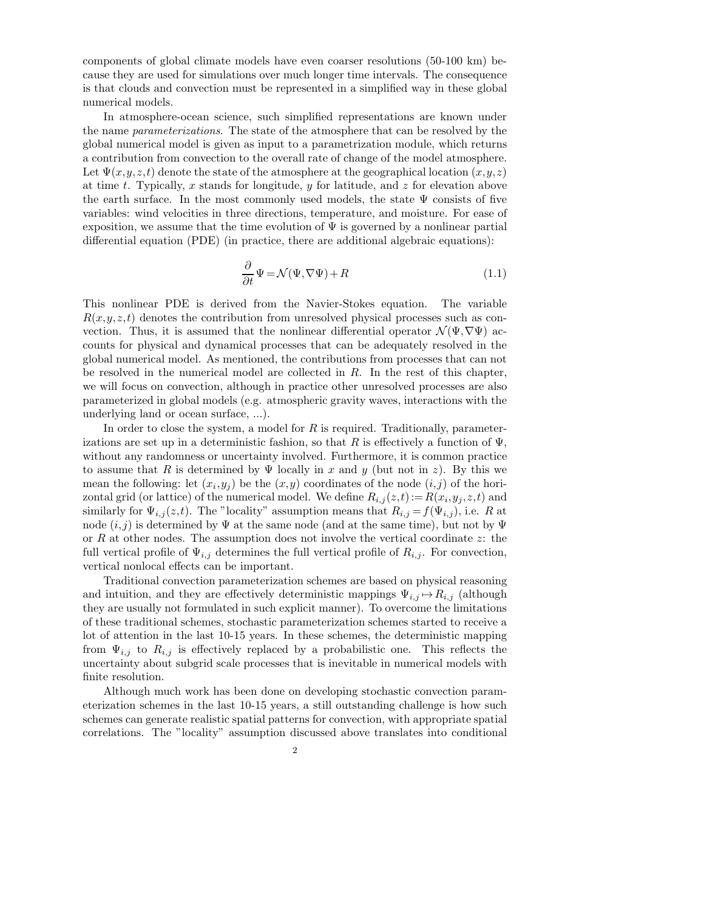components of global climate models have even coarser resolutions (50-100 km) because they are used for simulations over much longer time intervals. The consequence is that clouds and convection must be represented in a simplified way in these global numerical models.

In atmosphere-ocean science, such simplified representations are known under the name *parameterizations*. The state of the atmosphere that can be resolved by the global numerical model is given as input to a parametrization module, which returns a contribution from convection to the overall rate of change of the model atmosphere. Let $\Psi(x,y,z,t)$ denote the state of the atmosphere at the geographical location $(x,y,z)$ at time $t$. Typically, $x$ stands for longitude, $y$ for latitude, and $z$ for elevation above the earth surface. In the most commonly used models, the state $\Psi$ consists of five variables: wind velocities in three directions, temperature, and moisture. For ease of exposition, we assume that the time evolution of $\Psi$ is governed by a nonlinear partial differential equation (PDE) (in practice, there are additional algebraic equations):

$$\frac{\partial}{\partial t}\Psi = \mathcal{N}(\Psi,\nabla\Psi) + R \tag{1.1}$$

This nonlinear PDE is derived from the Navier-Stokes equation. The variable $R(x,y,z,t)$ denotes the contribution from unresolved physical processes such as convection. Thus, it is assumed that the nonlinear differential operator $\mathcal{N}(\Psi,\nabla\Psi)$ accounts for physical and dynamical processes that can be adequately resolved in the global numerical model. As mentioned, the contributions from processes that can not be resolved in the numerical model are collected in $R$. In the rest of this chapter, we will focus on convection, although in practice other unresolved processes are also parameterized in global models (e.g. atmospheric gravity waves, interactions with the underlying land or ocean surface, ...).

In order to close the system, a model for $R$ is required. Traditionally, parameterizations are set up in a deterministic fashion, so that $R$ is effectively a function of $\Psi$, without any randomness or uncertainty involved. Furthermore, it is common practice to assume that $R$ is determined by $\Psi$ locally in $x$ and $y$ (but not in $z$). By this we mean the following: let $(x_i,y_j)$ be the $(x,y)$ coordinates of the node $(i,j)$ of the horizontal grid (or lattice) of the numerical model. We define $R_{i,j}(z,t) := R(x_i,y_j,z,t)$ and similarly for $\Psi_{i,j}(z,t)$. The "locality" assumption means that $R_{i,j} = f(\Psi_{i,j})$, i.e. $R$ at node $(i,j)$ is determined by $\Psi$ at the same node (and at the same time), but not by $\Psi$ or $R$ at other nodes. The assumption does not involve the vertical coordinate $z$: the full vertical profile of $\Psi_{i,j}$ determines the full vertical profile of $R_{i,j}$. For convection, vertical nonlocal effects can be important.

Traditional convection parameterization schemes are based on physical reasoning and intuition, and they are effectively deterministic mappings $\Psi_{i,j} \mapsto R_{i,j}$ (although they are usually not formulated in such explicit manner). To overcome the limitations of these traditional schemes, stochastic parameterization schemes started to receive a lot of attention in the last 10-15 years. In these schemes, the deterministic mapping from $\Psi_{i,j}$ to $R_{i,j}$ is effectively replaced by a probabilistic one. This reflects the uncertainty about subgrid scale processes that is inevitable in numerical models with finite resolution.

Although much work has been done on developing stochastic convection parameterization schemes in the last 10-15 years, a still outstanding challenge is how such schemes can generate realistic spatial patterns for convection, with appropriate spatial correlations. The "locality" assumption discussed above translates into conditional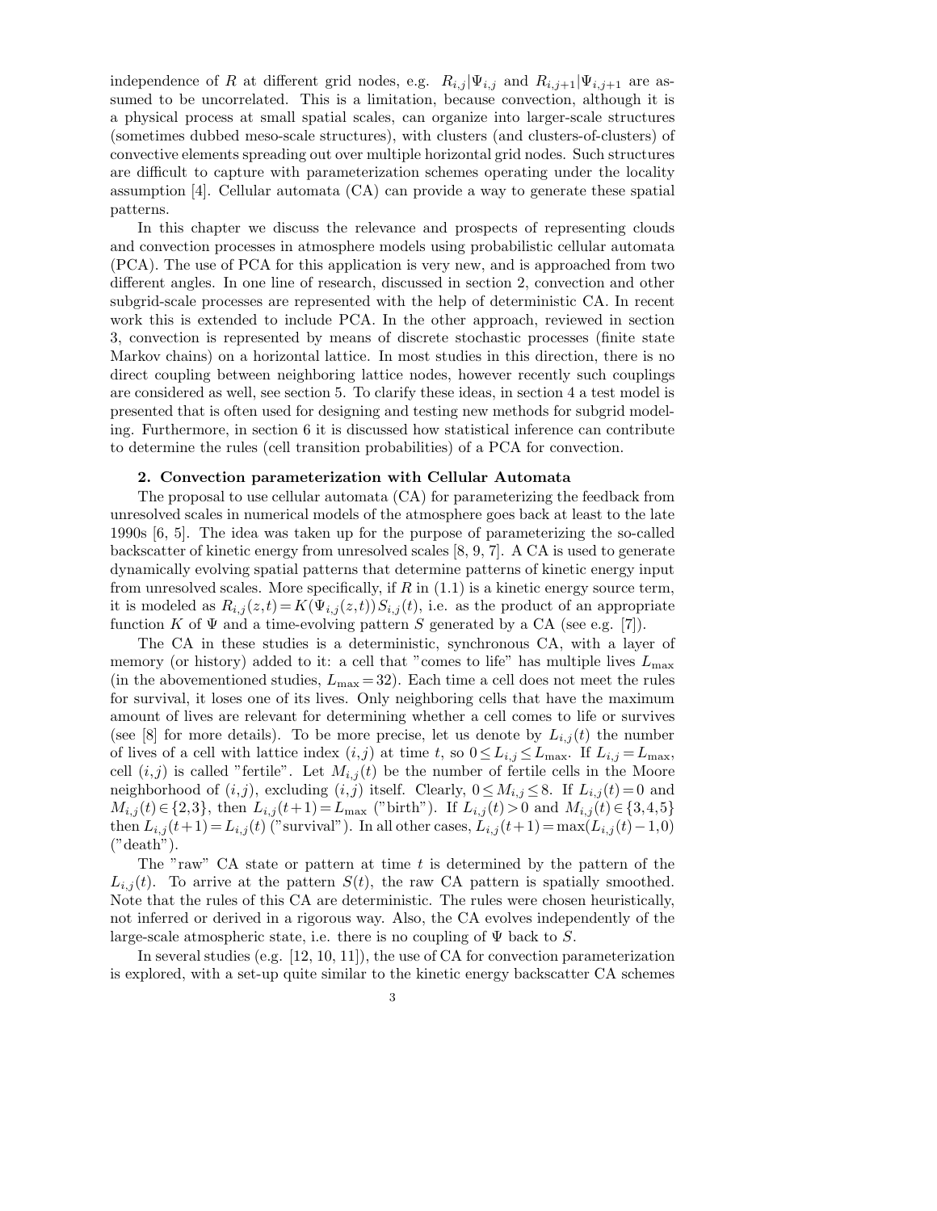independence of $R$ at different grid nodes, e.g. $R_{i,j}|\Psi_{i,j}$ and $R_{i,j+1}|\Psi_{i,j+1}$ are assumed to be uncorrelated. This is a limitation, because convection, although it is a physical process at small spatial scales, can organize into larger-scale structures (sometimes dubbed meso-scale structures), with clusters (and clusters-of-clusters) of convective elements spreading out over multiple horizontal grid nodes. Such structures are difficult to capture with parameterization schemes operating under the locality assumption [4]. Cellular automata (CA) can provide a way to generate these spatial patterns.

In this chapter we discuss the relevance and prospects of representing clouds and convection processes in atmosphere models using probabilistic cellular automata (PCA). The use of PCA for this application is very new, and is approached from two different angles. In one line of research, discussed in section 2, convection and other subgrid-scale processes are represented with the help of deterministic CA. In recent work this is extended to include PCA. In the other approach, reviewed in section 3, convection is represented by means of discrete stochastic processes (finite state Markov chains) on a horizontal lattice. In most studies in this direction, there is no direct coupling between neighboring lattice nodes, however recently such couplings are considered as well, see section 5. To clarify these ideas, in section 4 a test model is presented that is often used for designing and testing new methods for subgrid modeling. Furthermore, in section 6 it is discussed how statistical inference can contribute to determine the rules (cell transition probabilities) of a PCA for convection.

## 2. Convection parameterization with Cellular Automata

The proposal to use cellular automata (CA) for parameterizing the feedback from unresolved scales in numerical models of the atmosphere goes back at least to the late 1990s [6, 5]. The idea was taken up for the purpose of parameterizing the so-called backscatter of kinetic energy from unresolved scales [8, 9, 7]. A CA is used to generate dynamically evolving spatial patterns that determine patterns of kinetic energy input from unresolved scales. More specifically, if $R$ in (1.1) is a kinetic energy source term, it is modeled as $R_{i,j}(z,t) = K(\Psi_{i,j}(z,t))\, S_{i,j}(t)$, i.e. as the product of an appropriate function $K$ of $\Psi$ and a time-evolving pattern $S$ generated by a CA (see e.g. [7]).

The CA in these studies is a deterministic, synchronous CA, with a layer of memory (or history) added to it: a cell that "comes to life" has multiple lives $L_{\max}$ (in the abovementioned studies, $L_{\max} = 32$). Each time a cell does not meet the rules for survival, it loses one of its lives. Only neighboring cells that have the maximum amount of lives are relevant for determining whether a cell comes to life or survives (see [8] for more details). To be more precise, let us denote by $L_{i,j}(t)$ the number of lives of a cell with lattice index $(i,j)$ at time $t$, so $0 \le L_{i,j} \le L_{\max}$. If $L_{i,j} = L_{\max}$, cell $(i,j)$ is called "fertile". Let $M_{i,j}(t)$ be the number of fertile cells in the Moore neighborhood of $(i,j)$, excluding $(i,j)$ itself. Clearly, $0 \le M_{i,j} \le 8$. If $L_{i,j}(t) = 0$ and $M_{i,j}(t) \in \{2,3\}$, then $L_{i,j}(t+1) = L_{\max}$ ("birth"). If $L_{i,j}(t) > 0$ and $M_{i,j}(t) \in \{3,4,5\}$ then $L_{i,j}(t+1) = L_{i,j}(t)$ ("survival"). In all other cases, $L_{i,j}(t+1) = \max(L_{i,j}(t) - 1, 0)$ ("death").

The "raw" CA state or pattern at time $t$ is determined by the pattern of the $L_{i,j}(t)$. To arrive at the pattern $S(t)$, the raw CA pattern is spatially smoothed. Note that the rules of this CA are deterministic. The rules were chosen heuristically, not inferred or derived in a rigorous way. Also, the CA evolves independently of the large-scale atmospheric state, i.e. there is no coupling of $\Psi$ back to $S$.

In several studies (e.g. [12, 10, 11]), the use of CA for convection parameterization is explored, with a set-up quite similar to the kinetic energy backscatter CA schemes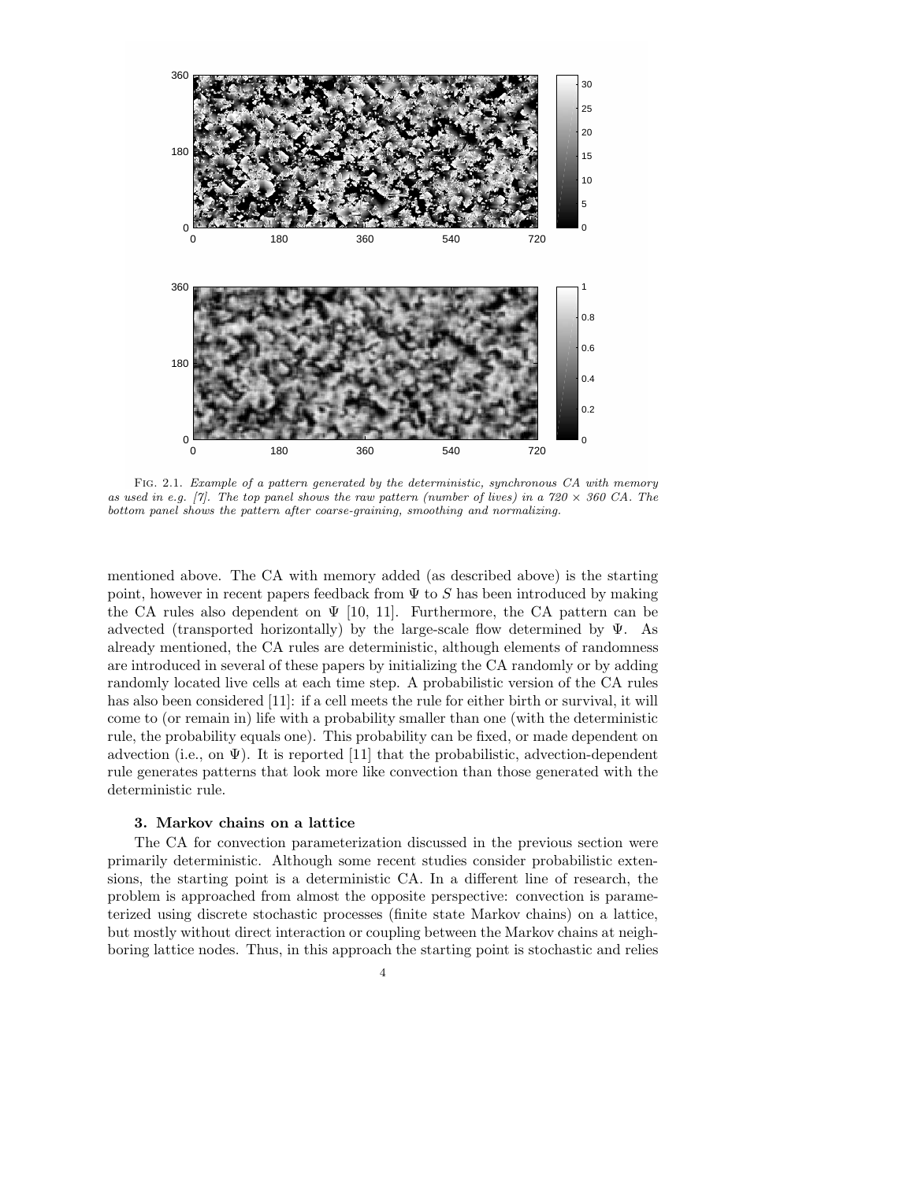FIG. 2.1. *Example of a pattern generated by the deterministic, synchronous CA with memory as used in e.g. [7]. The top panel shows the raw pattern (number of lives) in a 720 × 360 CA. The bottom panel shows the pattern after coarse-graining, smoothing and normalizing.*

mentioned above. The CA with memory added (as described above) is the starting point, however in recent papers feedback from $\Psi$ to $S$ has been introduced by making the CA rules also dependent on $\Psi$ [10, 11]. Furthermore, the CA pattern can be advected (transported horizontally) by the large-scale flow determined by $\Psi$. As already mentioned, the CA rules are deterministic, although elements of randomness are introduced in several of these papers by initializing the CA randomly or by adding randomly located live cells at each time step. A probabilistic version of the CA rules has also been considered [11]: if a cell meets the rule for either birth or survival, it will come to (or remain in) life with a probability smaller than one (with the deterministic rule, the probability equals one). This probability can be fixed, or made dependent on advection (i.e., on $\Psi$). It is reported [11] that the probabilistic, advection-dependent rule generates patterns that look more like convection than those generated with the deterministic rule.

## 3. Markov chains on a lattice

The CA for convection parameterization discussed in the previous section were primarily deterministic. Although some recent studies consider probabilistic extensions, the starting point is a deterministic CA. In a different line of research, the problem is approached from almost the opposite perspective: convection is parameterized using discrete stochastic processes (finite state Markov chains) on a lattice, but mostly without direct interaction or coupling between the Markov chains at neighboring lattice nodes. Thus, in this approach the starting point is stochastic and relies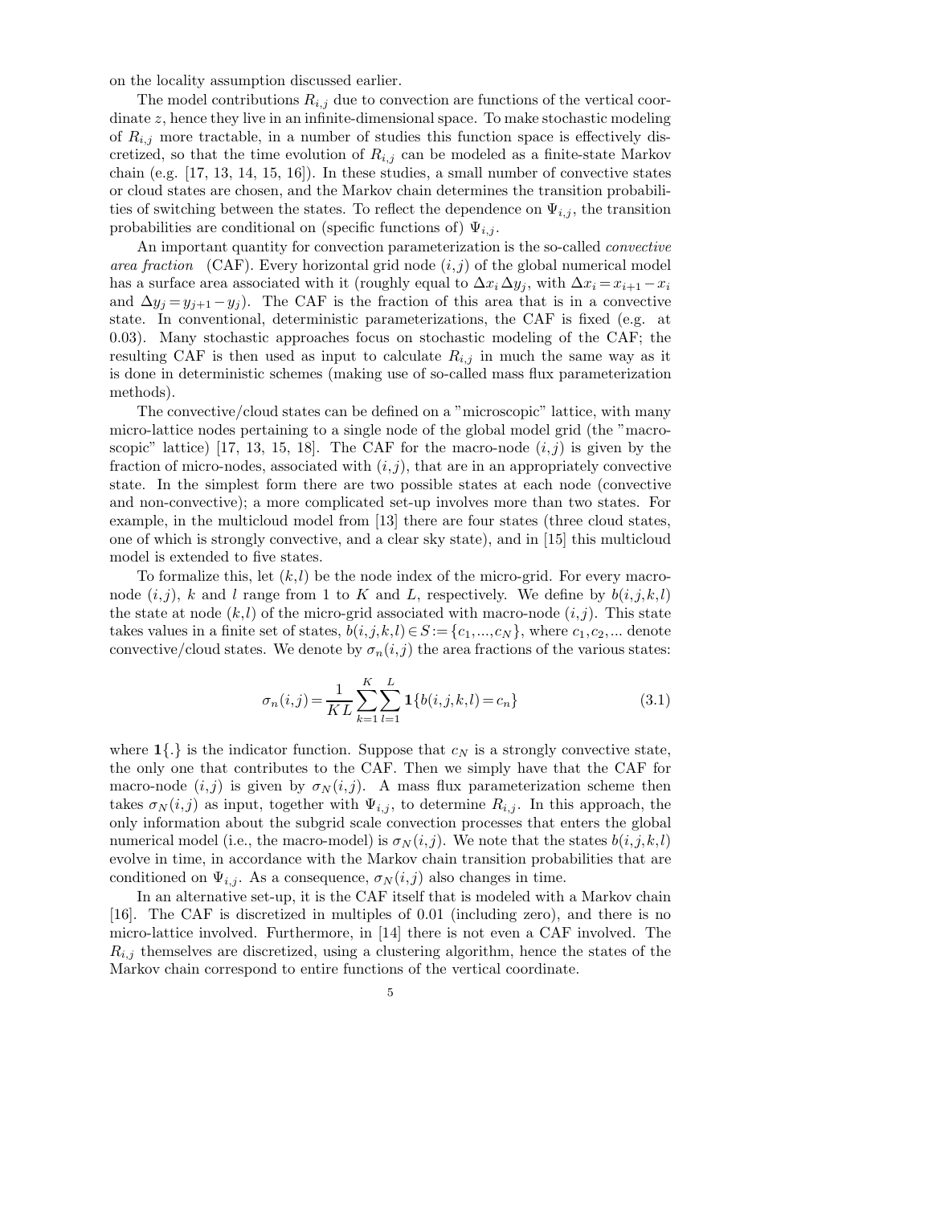on the locality assumption discussed earlier.

The model contributions $R_{i,j}$ due to convection are functions of the vertical coordinate $z$, hence they live in an infinite-dimensional space. To make stochastic modeling of $R_{i,j}$ more tractable, in a number of studies this function space is effectively discretized, so that the time evolution of $R_{i,j}$ can be modeled as a finite-state Markov chain (e.g. [17, 13, 14, 15, 16]). In these studies, a small number of convective states or cloud states are chosen, and the Markov chain determines the transition probabilities of switching between the states. To reflect the dependence on $\Psi_{i,j}$, the transition probabilities are conditional on (specific functions of) $\Psi_{i,j}$.

An important quantity for convection parameterization is the so-called *convective area fraction* (CAF). Every horizontal grid node $(i,j)$ of the global numerical model has a surface area associated with it (roughly equal to $\Delta x_i \Delta y_j$, with $\Delta x_i = x_{i+1} - x_i$ and $\Delta y_j = y_{j+1} - y_j$). The CAF is the fraction of this area that is in a convective state. In conventional, deterministic parameterizations, the CAF is fixed (e.g. at 0.03). Many stochastic approaches focus on stochastic modeling of the CAF; the resulting CAF is then used as input to calculate $R_{i,j}$ in much the same way as it is done in deterministic schemes (making use of so-called mass flux parameterization methods).

The convective/cloud states can be defined on a "microscopic" lattice, with many micro-lattice nodes pertaining to a single node of the global model grid (the "macroscopic" lattice) [17, 13, 15, 18]. The CAF for the macro-node $(i,j)$ is given by the fraction of micro-nodes, associated with $(i,j)$, that are in an appropriately convective state. In the simplest form there are two possible states at each node (convective and non-convective); a more complicated set-up involves more than two states. For example, in the multicloud model from [13] there are four states (three cloud states, one of which is strongly convective, and a clear sky state), and in [15] this multicloud model is extended to five states.

To formalize this, let $(k,l)$ be the node index of the micro-grid. For every macro-node $(i,j)$, $k$ and $l$ range from 1 to $K$ and $L$, respectively. We define by $b(i,j,k,l)$ the state at node $(k,l)$ of the micro-grid associated with macro-node $(i,j)$. This state takes values in a finite set of states, $b(i,j,k,l) \in S := \{c_1, ..., c_N\}$, where $c_1, c_2, ...$ denote convective/cloud states. We denote by $\sigma_n(i,j)$ the area fractions of the various states:

$$\sigma_n(i,j) = \frac{1}{K\,L} \sum_{k=1}^{K} \sum_{l=1}^{L} \mathbf{1}\{b(i,j,k,l) = c_n\} \tag{3.1}$$

where $\mathbf{1}\{.\}$ is the indicator function. Suppose that $c_N$ is a strongly convective state, the only one that contributes to the CAF. Then we simply have that the CAF for macro-node $(i,j)$ is given by $\sigma_N(i,j)$. A mass flux parameterization scheme then takes $\sigma_N(i,j)$ as input, together with $\Psi_{i,j}$, to determine $R_{i,j}$. In this approach, the only information about the subgrid scale convection processes that enters the global numerical model (i.e., the macro-model) is $\sigma_N(i,j)$. We note that the states $b(i,j,k,l)$ evolve in time, in accordance with the Markov chain transition probabilities that are conditioned on $\Psi_{i,j}$. As a consequence, $\sigma_N(i,j)$ also changes in time.

In an alternative set-up, it is the CAF itself that is modeled with a Markov chain [16]. The CAF is discretized in multiples of 0.01 (including zero), and there is no micro-lattice involved. Furthermore, in [14] there is not even a CAF involved. The $R_{i,j}$ themselves are discretized, using a clustering algorithm, hence the states of the Markov chain correspond to entire functions of the vertical coordinate.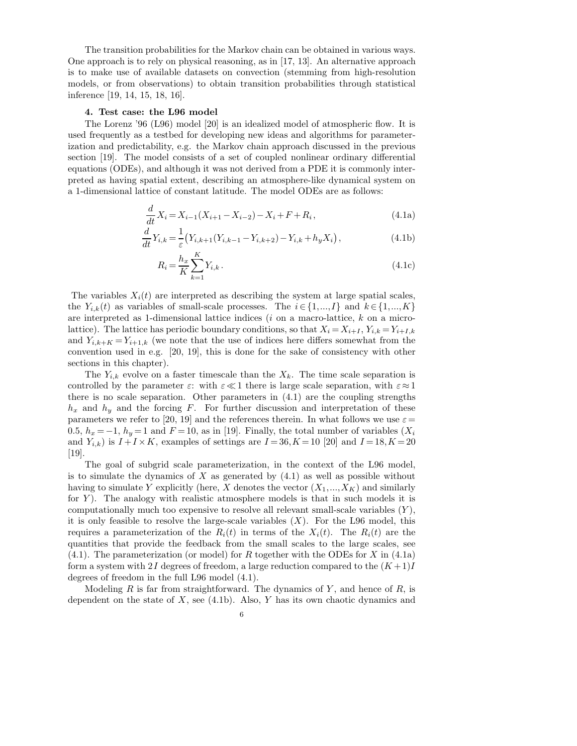The transition probabilities for the Markov chain can be obtained in various ways. One approach is to rely on physical reasoning, as in [17, 13]. An alternative approach is to make use of available datasets on convection (stemming from high-resolution models, or from observations) to obtain transition probabilities through statistical inference [19, 14, 15, 18, 16].

**4. Test case: the L96 model**

The Lorenz '96 (L96) model [20] is an idealized model of atmospheric flow. It is used frequently as a testbed for developing new ideas and algorithms for parameterization and predictability, e.g. the Markov chain approach discussed in the previous section [19]. The model consists of a set of coupled nonlinear ordinary differential equations (ODEs), and although it was not derived from a PDE it is commonly interpreted as having spatial extent, describing an atmosphere-like dynamical system on a 1-dimensional lattice of constant latitude. The model ODEs are as follows:

$$\frac{d}{dt} X_i = X_{i-1}(X_{i+1} - X_{i-2}) - X_i + F + R_i \,, \tag{4.1a}$$

$$\frac{d}{dt} Y_{i,k} = \frac{1}{\varepsilon}\big(Y_{i,k+1}(Y_{i,k-1} - Y_{i,k+2}) - Y_{i,k} + h_y X_i\big) \,, \tag{4.1b}$$

$$R_i = \frac{h_x}{K} \sum_{k=1}^{K} Y_{i,k} \,. \tag{4.1c}$$

The variables $X_i(t)$ are interpreted as describing the system at large spatial scales, the $Y_{i,k}(t)$ as variables of small-scale processes. The $i \in \{1,...,I\}$ and $k \in \{1,...,K\}$ are interpreted as 1-dimensional lattice indices ($i$ on a macro-lattice, $k$ on a micro-lattice). The lattice has periodic boundary conditions, so that $X_i = X_{i+I}$, $Y_{i,k} = Y_{i+I,k}$ and $Y_{i,k+K} = Y_{i+1,k}$ (we note that the use of indices here differs somewhat from the convention used in e.g. [20, 19], this is done for the sake of consistency with other sections in this chapter).

The $Y_{i,k}$ evolve on a faster timescale than the $X_k$. The time scale separation is controlled by the parameter $\varepsilon$: with $\varepsilon \ll 1$ there is large scale separation, with $\varepsilon \approx 1$ there is no scale separation. Other parameters in (4.1) are the coupling strengths $h_x$ and $h_y$ and the forcing $F$. For further discussion and interpretation of these parameters we refer to [20, 19] and the references therein. In what follows we use $\varepsilon = 0.5$, $h_x = -1$, $h_y = 1$ and $F = 10$, as in [19]. Finally, the total number of variables ($X_i$ and $Y_{i,k}$) is $I + I \times K$, examples of settings are $I = 36, K = 10$ [20] and $I = 18, K = 20$ [19].

The goal of subgrid scale parameterization, in the context of the L96 model, is to simulate the dynamics of $X$ as generated by (4.1) as well as possible without having to simulate $Y$ explicitly (here, $X$ denotes the vector $(X_1,...,X_K)$ and similarly for $Y$). The analogy with realistic atmosphere models is that in such models it is computationally much too expensive to resolve all relevant small-scale variables ($Y$), it is only feasible to resolve the large-scale variables ($X$). For the L96 model, this requires a parameterization of the $R_i(t)$ in terms of the $X_i(t)$. The $R_i(t)$ are the quantities that provide the feedback from the small scales to the large scales, see (4.1). The parameterization (or model) for $R$ together with the ODEs for $X$ in (4.1a) form a system with $2I$ degrees of freedom, a large reduction compared to the $(K+1)I$ degrees of freedom in the full L96 model (4.1).

Modeling $R$ is far from straightforward. The dynamics of $Y$, and hence of $R$, is dependent on the state of $X$, see (4.1b). Also, $Y$ has its own chaotic dynamics and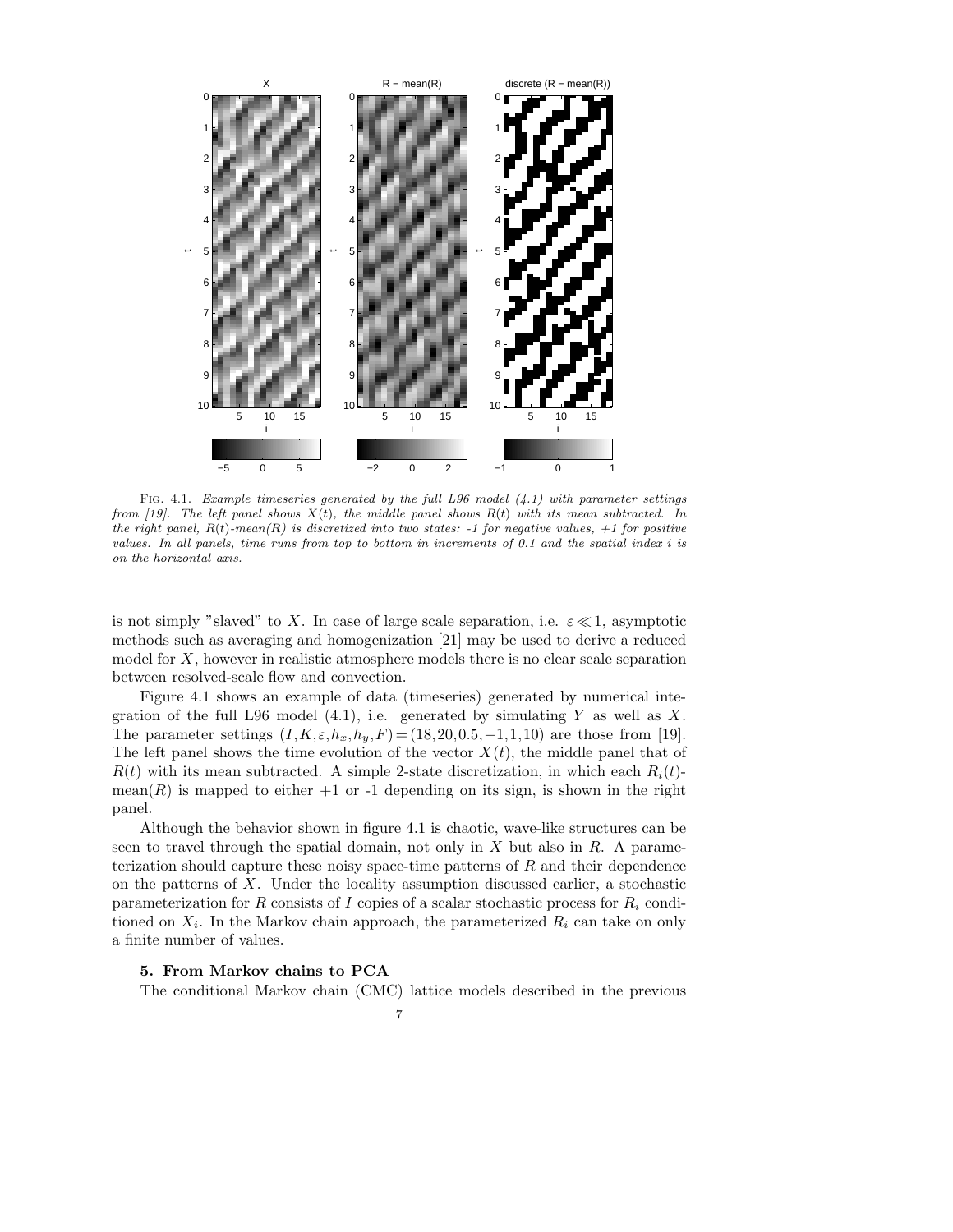FIG. 4.1. *Example timeseries generated by the full L96 model (4.1) with parameter settings from [19]. The left panel shows $X(t)$, the middle panel shows $R(t)$ with its mean subtracted. In the right panel, $R(t)$-mean$(R)$ is discretized into two states: -1 for negative values, +1 for positive values. In all panels, time runs from top to bottom in increments of 0.1 and the spatial index $i$ is on the horizontal axis.*

is not simply "slaved" to $X$. In case of large scale separation, i.e. $\varepsilon \ll 1$, asymptotic methods such as averaging and homogenization [21] may be used to derive a reduced model for $X$, however in realistic atmosphere models there is no clear scale separation between resolved-scale flow and convection.

Figure 4.1 shows an example of data (timeseries) generated by numerical integration of the full L96 model (4.1), i.e. generated by simulating $Y$ as well as $X$. The parameter settings $(I, K, \varepsilon, h_x, h_y, F) = (18, 20, 0.5, -1, 1, 10)$ are those from [19]. The left panel shows the time evolution of the vector $X(t)$, the middle panel that of $R(t)$ with its mean subtracted. A simple 2-state discretization, in which each $R_i(t)$-mean$(R)$ is mapped to either +1 or -1 depending on its sign, is shown in the right panel.

Although the behavior shown in figure 4.1 is chaotic, wave-like structures can be seen to travel through the spatial domain, not only in $X$ but also in $R$. A parameterization should capture these noisy space-time patterns of $R$ and their dependence on the patterns of $X$. Under the locality assumption discussed earlier, a stochastic parameterization for $R$ consists of $I$ copies of a scalar stochastic process for $R_i$ conditioned on $X_i$. In the Markov chain approach, the parameterized $R_i$ can take on only a finite number of values.

## 5. From Markov chains to PCA

The conditional Markov chain (CMC) lattice models described in the previous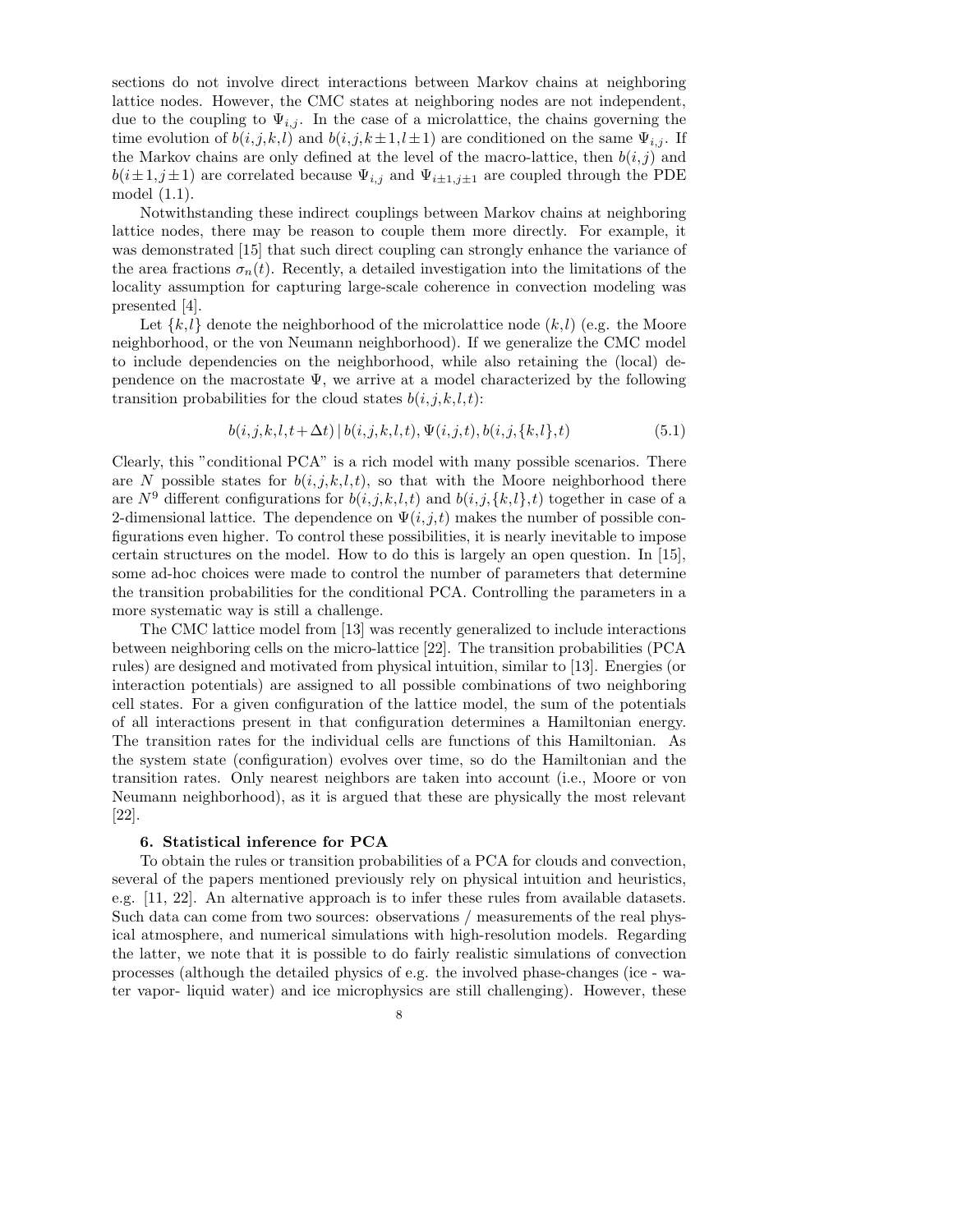sections do not involve direct interactions between Markov chains at neighboring lattice nodes. However, the CMC states at neighboring nodes are not independent, due to the coupling to $\Psi_{i,j}$. In the case of a microlattice, the chains governing the time evolution of $b(i,j,k,l)$ and $b(i,j,k\pm 1,l\pm 1)$ are conditioned on the same $\Psi_{i,j}$. If the Markov chains are only defined at the level of the macro-lattice, then $b(i,j)$ and $b(i\pm 1,j\pm 1)$ are correlated because $\Psi_{i,j}$ and $\Psi_{i\pm 1,j\pm 1}$ are coupled through the PDE model (1.1).

Notwithstanding these indirect couplings between Markov chains at neighboring lattice nodes, there may be reason to couple them more directly. For example, it was demonstrated [15] that such direct coupling can strongly enhance the variance of the area fractions $\sigma_n(t)$. Recently, a detailed investigation into the limitations of the locality assumption for capturing large-scale coherence in convection modeling was presented [4].

Let $\{k,l\}$ denote the neighborhood of the microlattice node $(k,l)$ (e.g. the Moore neighborhood, or the von Neumann neighborhood). If we generalize the CMC model to include dependencies on the neighborhood, while also retaining the (local) dependence on the macrostate $\Psi$, we arrive at a model characterized by the following transition probabilities for the cloud states $b(i,j,k,l,t)$:

$$b(i,j,k,l,t+\Delta t)\,|\,b(i,j,k,l,t),\Psi(i,j,t),b(i,j,\{k,l\},t) \tag{5.1}$$

Clearly, this "conditional PCA" is a rich model with many possible scenarios. There are $N$ possible states for $b(i,j,k,l,t)$, so that with the Moore neighborhood there are $N^9$ different configurations for $b(i,j,k,l,t)$ and $b(i,j,\{k,l\},t)$ together in case of a 2-dimensional lattice. The dependence on $\Psi(i,j,t)$ makes the number of possible configurations even higher. To control these possibilities, it is nearly inevitable to impose certain structures on the model. How to do this is largely an open question. In [15], some ad-hoc choices were made to control the number of parameters that determine the transition probabilities for the conditional PCA. Controlling the parameters in a more systematic way is still a challenge.

The CMC lattice model from [13] was recently generalized to include interactions between neighboring cells on the micro-lattice [22]. The transition probabilities (PCA rules) are designed and motivated from physical intuition, similar to [13]. Energies (or interaction potentials) are assigned to all possible combinations of two neighboring cell states. For a given configuration of the lattice model, the sum of the potentials of all interactions present in that configuration determines a Hamiltonian energy. The transition rates for the individual cells are functions of this Hamiltonian. As the system state (configuration) evolves over time, so do the Hamiltonian and the transition rates. Only nearest neighbors are taken into account (i.e., Moore or von Neumann neighborhood), as it is argued that these are physically the most relevant [22].

## 6. Statistical inference for PCA

To obtain the rules or transition probabilities of a PCA for clouds and convection, several of the papers mentioned previously rely on physical intuition and heuristics, e.g. [11, 22]. An alternative approach is to infer these rules from available datasets. Such data can come from two sources: observations / measurements of the real physical atmosphere, and numerical simulations with high-resolution models. Regarding the latter, we note that it is possible to do fairly realistic simulations of convection processes (although the detailed physics of e.g. the involved phase-changes (ice - water vapor- liquid water) and ice microphysics are still challenging). However, these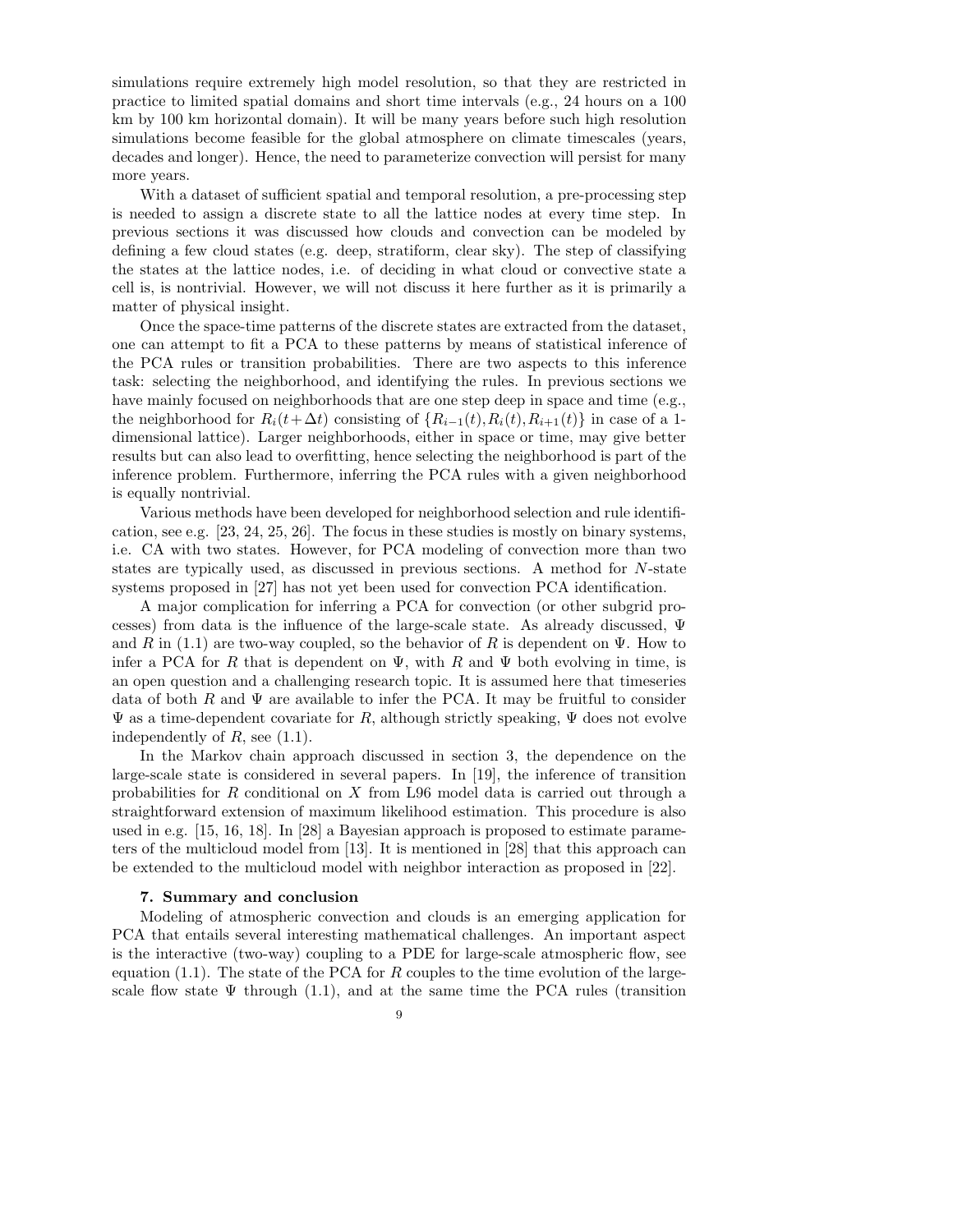simulations require extremely high model resolution, so that they are restricted in practice to limited spatial domains and short time intervals (e.g., 24 hours on a 100 km by 100 km horizontal domain). It will be many years before such high resolution simulations become feasible for the global atmosphere on climate timescales (years, decades and longer). Hence, the need to parameterize convection will persist for many more years.

With a dataset of sufficient spatial and temporal resolution, a pre-processing step is needed to assign a discrete state to all the lattice nodes at every time step. In previous sections it was discussed how clouds and convection can be modeled by defining a few cloud states (e.g. deep, stratiform, clear sky). The step of classifying the states at the lattice nodes, i.e. of deciding in what cloud or convective state a cell is, is nontrivial. However, we will not discuss it here further as it is primarily a matter of physical insight.

Once the space-time patterns of the discrete states are extracted from the dataset, one can attempt to fit a PCA to these patterns by means of statistical inference of the PCA rules or transition probabilities. There are two aspects to this inference task: selecting the neighborhood, and identifying the rules. In previous sections we have mainly focused on neighborhoods that are one step deep in space and time (e.g., the neighborhood for $R_i(t+\Delta t)$ consisting of $\{R_{i-1}(t), R_i(t), R_{i+1}(t)\}$ in case of a 1-dimensional lattice). Larger neighborhoods, either in space or time, may give better results but can also lead to overfitting, hence selecting the neighborhood is part of the inference problem. Furthermore, inferring the PCA rules with a given neighborhood is equally nontrivial.

Various methods have been developed for neighborhood selection and rule identification, see e.g. [23, 24, 25, 26]. The focus in these studies is mostly on binary systems, i.e. CA with two states. However, for PCA modeling of convection more than two states are typically used, as discussed in previous sections. A method for $N$-state systems proposed in [27] has not yet been used for convection PCA identification.

A major complication for inferring a PCA for convection (or other subgrid processes) from data is the influence of the large-scale state. As already discussed, $\Psi$ and $R$ in (1.1) are two-way coupled, so the behavior of $R$ is dependent on $\Psi$. How to infer a PCA for $R$ that is dependent on $\Psi$, with $R$ and $\Psi$ both evolving in time, is an open question and a challenging research topic. It is assumed here that timeseries data of both $R$ and $\Psi$ are available to infer the PCA. It may be fruitful to consider $\Psi$ as a time-dependent covariate for $R$, although strictly speaking, $\Psi$ does not evolve independently of $R$, see (1.1).

In the Markov chain approach discussed in section 3, the dependence on the large-scale state is considered in several papers. In [19], the inference of transition probabilities for $R$ conditional on $X$ from L96 model data is carried out through a straightforward extension of maximum likelihood estimation. This procedure is also used in e.g. [15, 16, 18]. In [28] a Bayesian approach is proposed to estimate parameters of the multicloud model from [13]. It is mentioned in [28] that this approach can be extended to the multicloud model with neighbor interaction as proposed in [22].

## 7. Summary and conclusion

Modeling of atmospheric convection and clouds is an emerging application for PCA that entails several interesting mathematical challenges. An important aspect is the interactive (two-way) coupling to a PDE for large-scale atmospheric flow, see equation (1.1). The state of the PCA for $R$ couples to the time evolution of the large-scale flow state $\Psi$ through (1.1), and at the same time the PCA rules (transition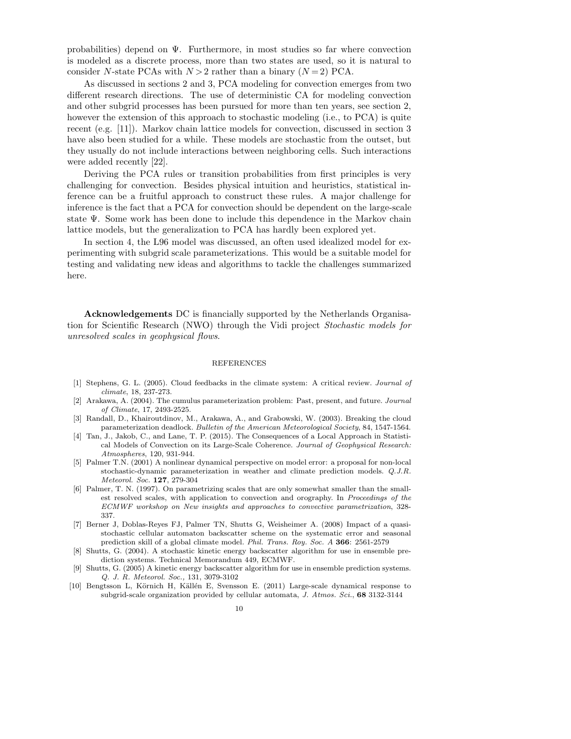probabilities) depend on $\Psi$. Furthermore, in most studies so far where convection is modeled as a discrete process, more than two states are used, so it is natural to consider $N$-state PCAs with $N > 2$ rather than a binary ($N = 2$) PCA.

As discussed in sections 2 and 3, PCA modeling for convection emerges from two different research directions. The use of deterministic CA for modeling convection and other subgrid processes has been pursued for more than ten years, see section 2, however the extension of this approach to stochastic modeling (i.e., to PCA) is quite recent (e.g. [11]). Markov chain lattice models for convection, discussed in section 3 have also been studied for a while. These models are stochastic from the outset, but they usually do not include interactions between neighboring cells. Such interactions were added recently [22].

Deriving the PCA rules or transition probabilities from first principles is very challenging for convection. Besides physical intuition and heuristics, statistical inference can be a fruitful approach to construct these rules. A major challenge for inference is the fact that a PCA for convection should be dependent on the large-scale state $\Psi$. Some work has been done to include this dependence in the Markov chain lattice models, but the generalization to PCA has hardly been explored yet.

In section 4, the L96 model was discussed, an often used idealized model for experimenting with subgrid scale parameterizations. This would be a suitable model for testing and validating new ideas and algorithms to tackle the challenges summarized here.

**Acknowledgements** DC is financially supported by the Netherlands Organisation for Scientific Research (NWO) through the Vidi project *Stochastic models for unresolved scales in geophysical flows*.

## REFERENCES

[1] Stephens, G. L. (2005). Cloud feedbacks in the climate system: A critical review. *Journal of climate*, 18, 237-273.

[2] Arakawa, A. (2004). The cumulus parameterization problem: Past, present, and future. *Journal of Climate*, 17, 2493-2525.

[3] Randall, D., Khairoutdinov, M., Arakawa, A., and Grabowski, W. (2003). Breaking the cloud parameterization deadlock. *Bulletin of the American Meteorological Society*, 84, 1547-1564.

[4] Tan, J., Jakob, C., and Lane, T. P. (2015). The Consequences of a Local Approach in Statistical Models of Convection on its Large-Scale Coherence. *Journal of Geophysical Research: Atmospheres*, 120, 931-944.

[5] Palmer T.N. (2001) A nonlinear dynamical perspective on model error: a proposal for non-local stochastic-dynamic parameterization in weather and climate prediction models. *Q.J.R. Meteorol. Soc.* **127**, 279-304

[6] Palmer, T. N. (1997). On parametrizing scales that are only somewhat smaller than the smallest resolved scales, with application to convection and orography. In *Proceedings of the ECMWF workshop on New insights and approaches to convective parametrization*, 328-337.

[7] Berner J, Doblas-Reyes FJ, Palmer TN, Shutts G, Weisheimer A. (2008) Impact of a quasi-stochastic cellular automaton backscatter scheme on the systematic error and seasonal prediction skill of a global climate model. *Phil. Trans. Roy. Soc. A* **366**: 2561-2579

[8] Shutts, G. (2004). A stochastic kinetic energy backscatter algorithm for use in ensemble prediction systems. Technical Memorandum 449, ECMWF.

[9] Shutts, G. (2005) A kinetic energy backscatter algorithm for use in ensemble prediction systems. *Q. J. R. Meteorol. Soc.,* 131, 3079-3102

[10] Bengtsson L, Körnich H, Källén E, Svensson E. (2011) Large-scale dynamical response to subgrid-scale organization provided by cellular automata, *J. Atmos. Sci.*, **68** 3132-3144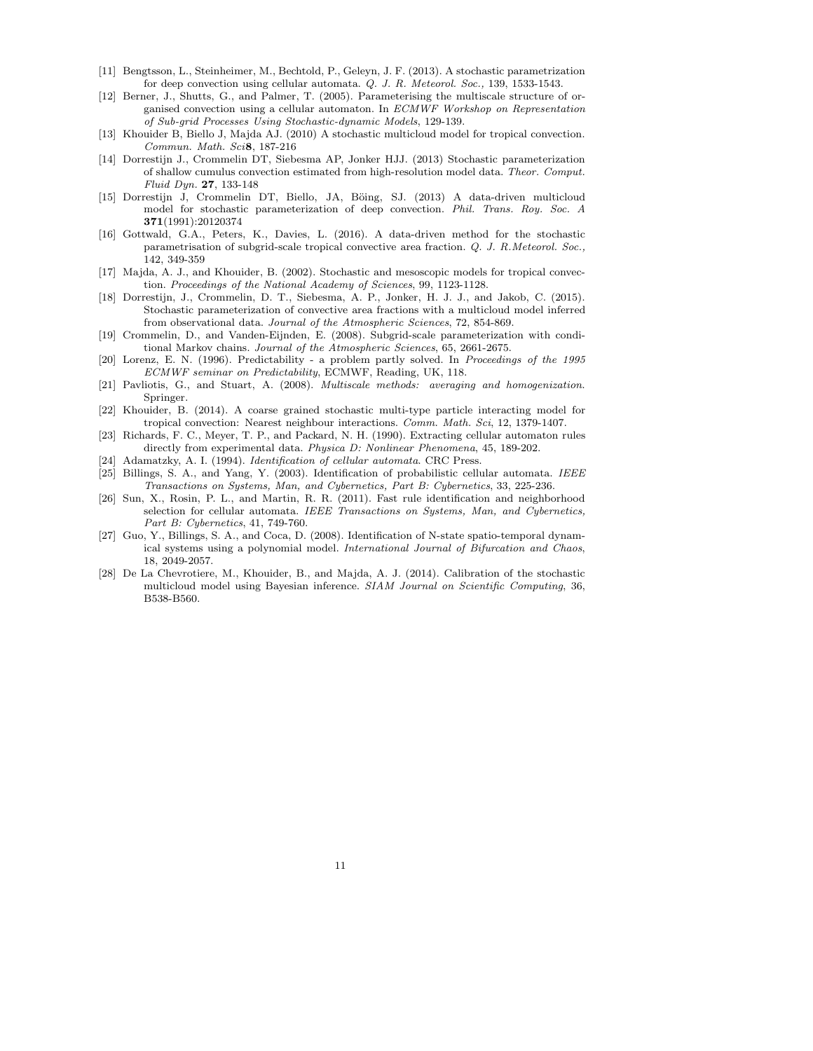[11] Bengtsson, L., Steinheimer, M., Bechtold, P., Geleyn, J. F. (2013). A stochastic parametrization for deep convection using cellular automata. *Q. J. R. Meteorol. Soc.,* 139, 1533-1543.

[12] Berner, J., Shutts, G., and Palmer, T. (2005). Parameterising the multiscale structure of organised convection using a cellular automaton. In *ECMWF Workshop on Representation of Sub-grid Processes Using Stochastic-dynamic Models*, 129-139.

[13] Khouider B, Biello J, Majda AJ. (2010) A stochastic multicloud model for tropical convection. *Commun. Math. Sci* **8**, 187-216

[14] Dorrestijn J., Crommelin DT, Siebesma AP, Jonker HJJ. (2013) Stochastic parameterization of shallow cumulus convection estimated from high-resolution model data. *Theor. Comput. Fluid Dyn.* **27**, 133-148

[15] Dorrestijn J, Crommelin DT, Biello, JA, Böing, SJ. (2013) A data-driven multicloud model for stochastic parameterization of deep convection. *Phil. Trans. Roy. Soc. A* **371**(1991):20120374

[16] Gottwald, G.A., Peters, K., Davies, L. (2016). A data-driven method for the stochastic parametrisation of subgrid-scale tropical convective area fraction. *Q. J. R.Meteorol. Soc.,* 142, 349-359

[17] Majda, A. J., and Khouider, B. (2002). Stochastic and mesoscopic models for tropical convection. *Proceedings of the National Academy of Sciences*, 99, 1123-1128.

[18] Dorrestijn, J., Crommelin, D. T., Siebesma, A. P., Jonker, H. J. J., and Jakob, C. (2015). Stochastic parameterization of convective area fractions with a multicloud model inferred from observational data. *Journal of the Atmospheric Sciences*, 72, 854-869.

[19] Crommelin, D., and Vanden-Eijnden, E. (2008). Subgrid-scale parameterization with conditional Markov chains. *Journal of the Atmospheric Sciences*, 65, 2661-2675.

[20] Lorenz, E. N. (1996). Predictability - a problem partly solved. In *Proceedings of the 1995 ECMWF seminar on Predictability*, ECMWF, Reading, UK, 118.

[21] Pavliotis, G., and Stuart, A. (2008). *Multiscale methods: averaging and homogenization*. Springer.

[22] Khouider, B. (2014). A coarse grained stochastic multi-type particle interacting model for tropical convection: Nearest neighbour interactions. *Comm. Math. Sci*, 12, 1379-1407.

[23] Richards, F. C., Meyer, T. P., and Packard, N. H. (1990). Extracting cellular automaton rules directly from experimental data. *Physica D: Nonlinear Phenomena*, 45, 189-202.

[24] Adamatzky, A. I. (1994). *Identification of cellular automata*. CRC Press.

[25] Billings, S. A., and Yang, Y. (2003). Identification of probabilistic cellular automata. *IEEE Transactions on Systems, Man, and Cybernetics, Part B: Cybernetics*, 33, 225-236.

[26] Sun, X., Rosin, P. L., and Martin, R. R. (2011). Fast rule identification and neighborhood selection for cellular automata. *IEEE Transactions on Systems, Man, and Cybernetics, Part B: Cybernetics*, 41, 749-760.

[27] Guo, Y., Billings, S. A., and Coca, D. (2008). Identification of N-state spatio-temporal dynamical systems using a polynomial model. *International Journal of Bifurcation and Chaos*, 18, 2049-2057.

[28] De La Chevrotiere, M., Khouider, B., and Majda, A. J. (2014). Calibration of the stochastic multicloud model using Bayesian inference. *SIAM Journal on Scientific Computing*, 36, B538-B560.